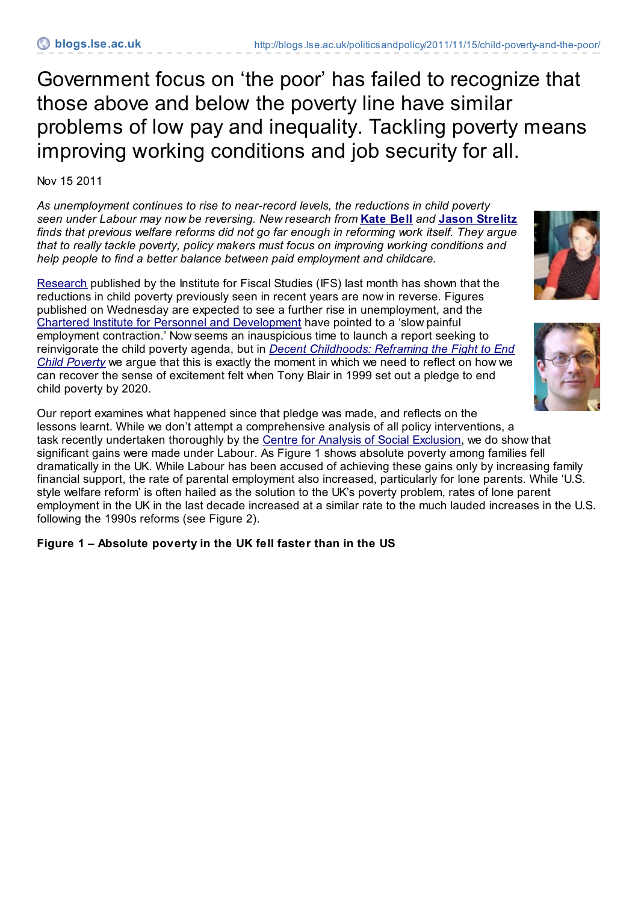# Government focus on 'the poor' has failed to recognize that those above and below the poverty line have similar problems of low pay and inequality. Tackling poverty means improving working conditions and job security for all.

Nov 15 2011

*As unemployment continues to rise to near-record levels, the reductions in child poverty seen under Labour may now be reversing. New research from* **Kate Bell** *and* **Jason Strelitz** *finds that previous welfare reforms did not go far enough in reforming work itself. They argue that to really tackle poverty, policy makers must focus on improving working conditions and help people to find a better balance between paid employment and childcare.*

Research published by the Institute for Fiscal Studies (IFS) last month has shown that the reductions in child poverty previously seen in recent years are now in reverse. Figures published on Wednesday are expected to see a further rise in unemployment, and the Chartered Institute for Personnel and Development have pointed to a 'slow painful employment contraction.' Now seems an inauspicious time to launch a report seeking to reinvigorate the child poverty agenda, but in *Decent Childhoods: Reframing the Fight to End Child Poverty* we argue that this is exactly the moment in which we need to reflect on how we can recover the sense of excitement felt when Tony Blair in 1999 set out a pledge to end child poverty by 2020.

Our report examines what happened since that pledge was made, and reflects on the lessons learnt. While we don't attempt a comprehensive analysis of all policy interventions, a task recently undertaken thoroughly by the Centre for Analysis of Social Exclusion, we do show that significant gains were made under Labour. As Figure 1 shows absolute poverty among families fell dramatically in the UK. While Labour has been accused of achieving these gains only by increasing family financial support, the rate of parental employment also increased, particularly for lone parents. While 'U.S. style welfare reform' is often hailed as the solution to the UK's poverty problem, rates of lone parent employment in the UK in the last decade increased at a similar rate to the much lauded increases in the U.S. following the 1990s reforms (see Figure 2).

**Figure 1 – Absolute poverty in the UK fell faster than in the US**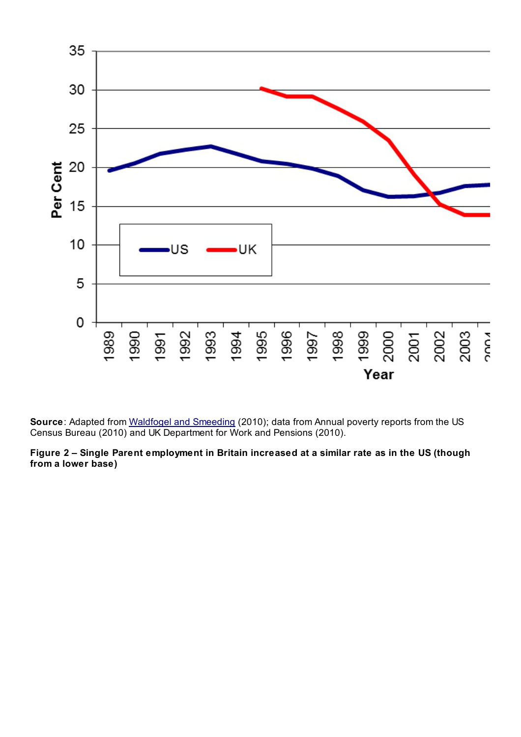**Source**: Adapted from Waldfogel and Smeeding (2010); data from Annual poverty reports from the US Census Bureau (2010) and UK Department for Work and Pensions (2010).

**Figure 2 – Single Parent employment in Britain increased at a similar rate as in the US (though from a lower base)**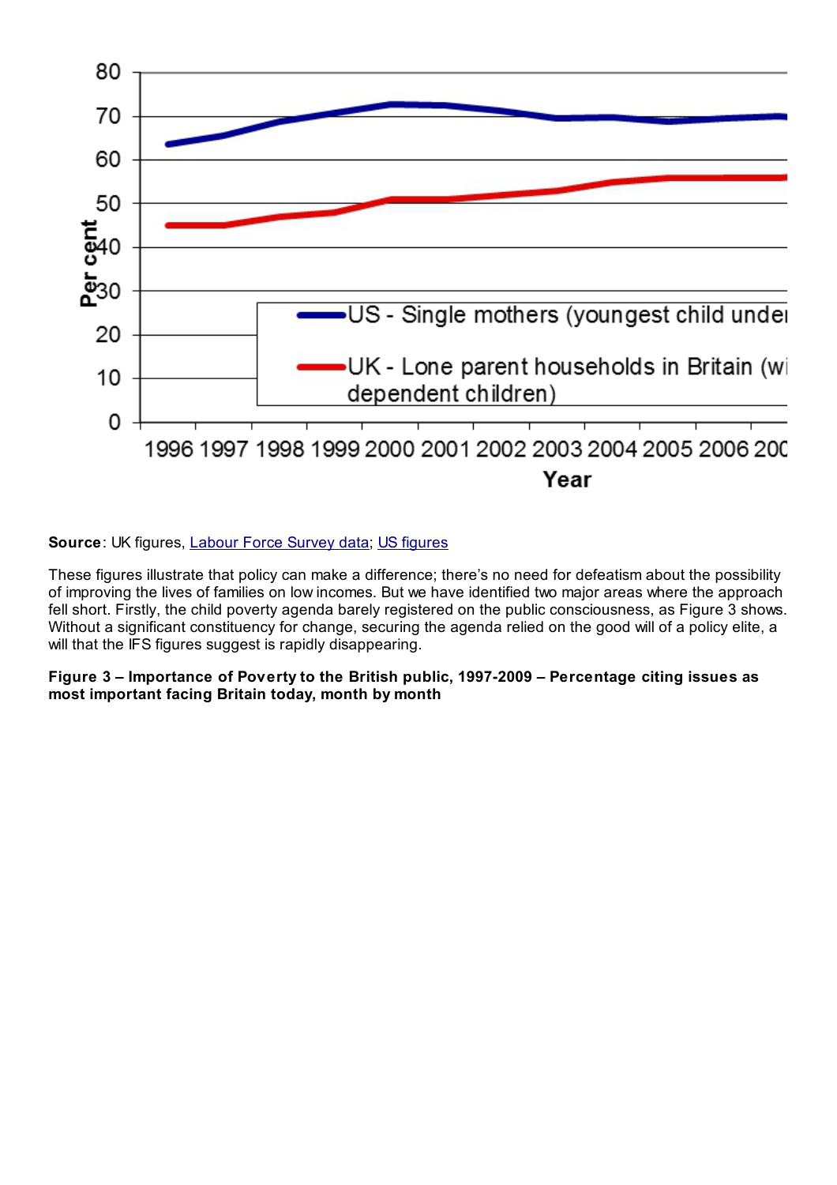**Source**: UK figures, [Labour Force Survey data](); [US figures]()

These figures illustrate that policy can make a difference; there's no need for defeatism about the possibility of improving the lives of families on low incomes. But we have identified two major areas where the approach fell short. Firstly, the child poverty agenda barely registered on the public consciousness, as Figure 3 shows. Without a significant constituency for change, securing the agenda relied on the good will of a policy elite, a will that the IFS figures suggest is rapidly disappearing.

**Figure 3 – Importance of Poverty to the British public, 1997-2009 – Percentage citing issues as most important facing Britain today, month by month**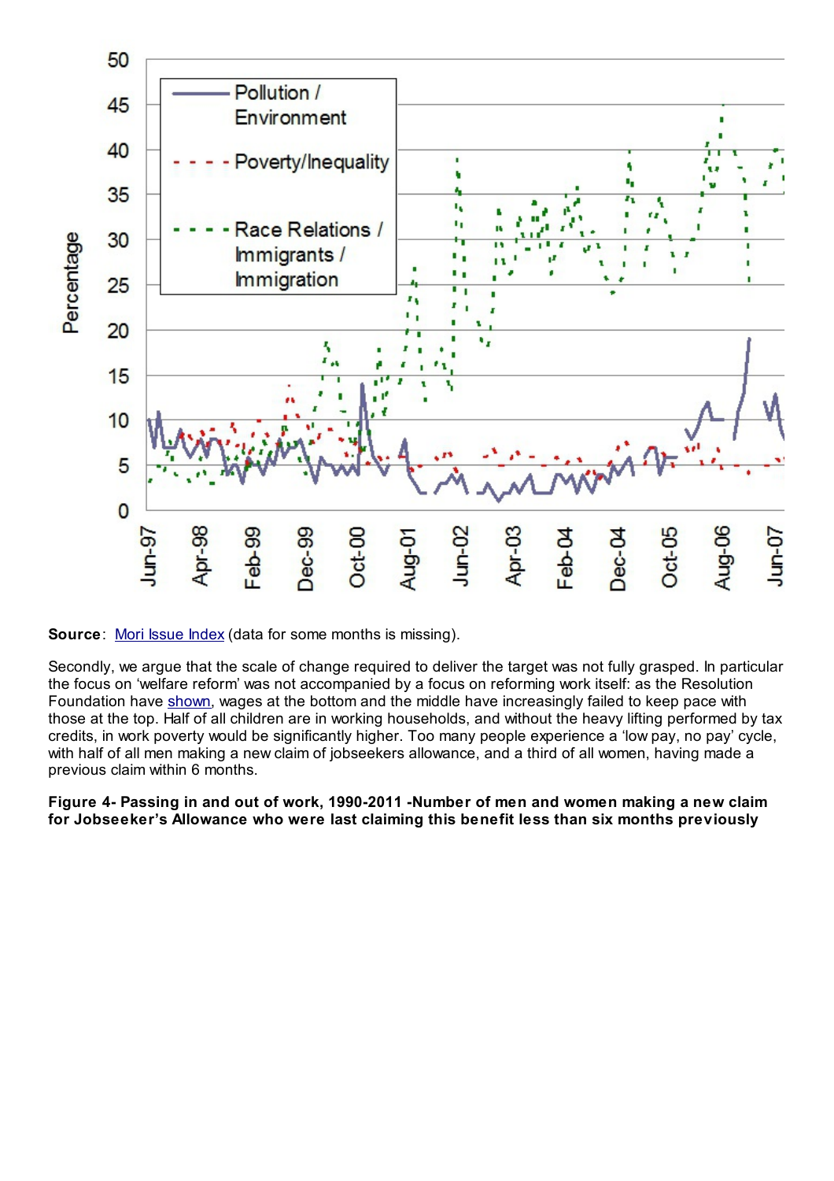**Source**: Mori Issue Index (data for some months is missing).

Secondly, we argue that the scale of change required to deliver the target was not fully grasped. In particular the focus on 'welfare reform' was not accompanied by a focus on reforming work itself: as the Resolution Foundation have shown, wages at the bottom and the middle have increasingly failed to keep pace with those at the top. Half of all children are in working households, and without the heavy lifting performed by tax credits, in work poverty would be significantly higher. Too many people experience a 'low pay, no pay' cycle, with half of all men making a new claim of jobseekers allowance, and a third of all women, having made a previous claim within 6 months.

**Figure 4- Passing in and out of work, 1990-2011 -Number of men and women making a new claim for Jobseeker's Allowance who were last claiming this benefit less than six months previously**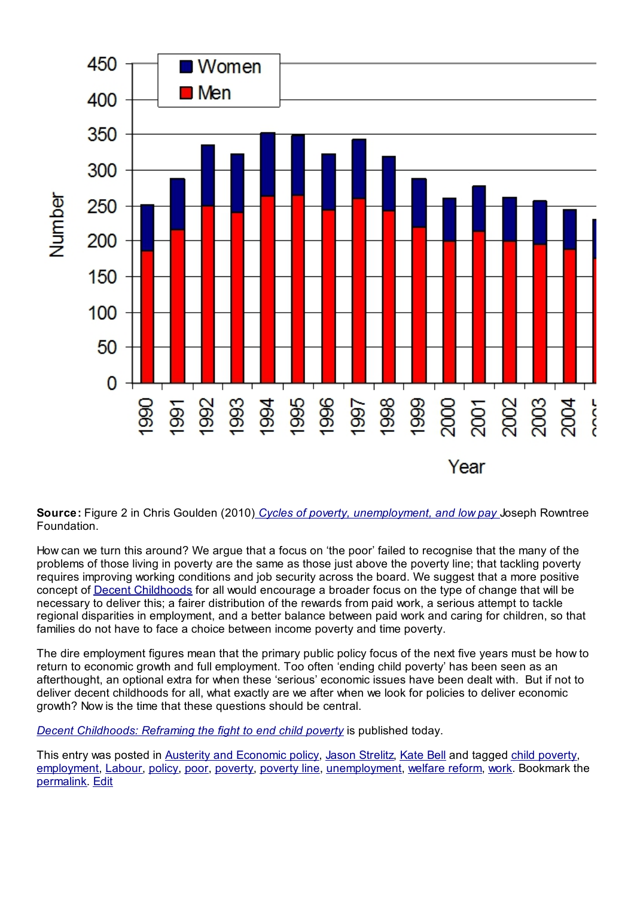450
400
350
300
250
200
150
100
50
0

Number

Women
Men

1990
1991
1992
1993
1994
1995
1996
1997
1998
1999
2000
2001
2002
2003
2004

Year

**Source:** Figure 2 in Chris Goulden (2010) *Cycles of poverty, unemployment, and low pay* Joseph Rowntree Foundation.

How can we turn this around? We argue that a focus on 'the poor' failed to recognise that the many of the problems of those living in poverty are the same as those just above the poverty line; that tackling poverty requires improving working conditions and job security across the board. We suggest that a more positive concept of Decent Childhoods for all would encourage a broader focus on the type of change that will be necessary to deliver this; a fairer distribution of the rewards from paid work, a serious attempt to tackle regional disparities in employment, and a better balance between paid work and caring for children, so that families do not have to face a choice between income poverty and time poverty.

The dire employment figures mean that the primary public policy focus of the next five years must be how to return to economic growth and full employment. Too often 'ending child poverty' has been seen as an afterthought, an optional extra for when these 'serious' economic issues have been dealt with. But if not to deliver decent childhoods for all, what exactly are we after when we look for policies to deliver economic growth? Now is the time that these questions should be central.

*Decent Childhoods: Reframing the fight to end child poverty* is published today.

This entry was posted in Austerity and Economic policy, Jason Strelitz, Kate Bell and tagged child poverty, employment, Labour, policy, poor, poverty, poverty line, unemployment, welfare reform, work. Bookmark the permalink. Edit